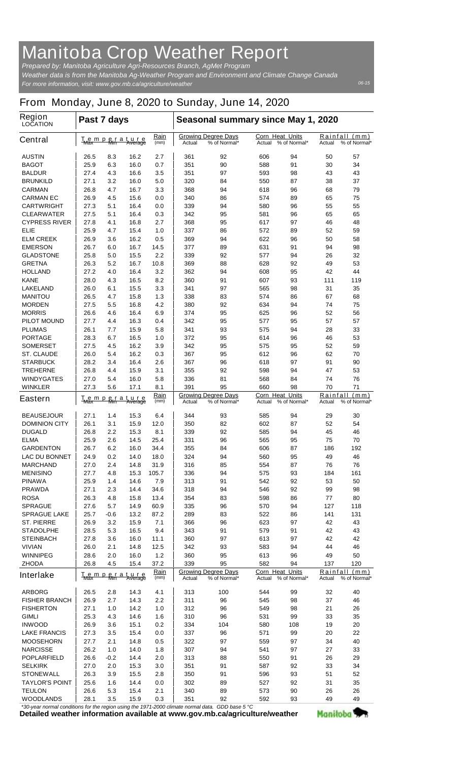# Manitoba Crop Weather Report

*Prepared by: Manitoba Agriculture Agri-Resources Branch, AgMet Program*

*Weather data is from the Manitoba Ag-Weather Program and Environment and Climate Change Canada*

*For more information, visit: www.gov.mb.ca/agriculture/weather*

*06-15*

## From Monday, June 8, 2020 to Sunday, June 14, 2020

| Region LOCATION | Past 7 days | | | | Seasonal summary since May 1, 2020 | | | | | |
|---|---|---|---|---|---|---|---|---|---|---|
| **Central** | Temperature Max | Min | Average | Rain (mm) | Growing Degree Days Actual | % of Normal* | Corn Heat Units Actual | % of Normal* | Rainfall (mm) Actual | % of Normal* |
| AUSTIN | 26.5 | 8.3 | 16.2 | 2.7 | 361 | 92 | 606 | 94 | 50 | 57 |
| BAGOT | 25.9 | 6.3 | 16.0 | 0.7 | 351 | 90 | 588 | 91 | 30 | 34 |
| BALDUR | 27.4 | 4.3 | 16.6 | 3.5 | 351 | 97 | 593 | 98 | 43 | 43 |
| BRUNKILD | 27.1 | 3.2 | 16.0 | 5.0 | 320 | 84 | 550 | 87 | 38 | 37 |
| CARMAN | 26.8 | 4.7 | 16.7 | 3.3 | 368 | 94 | 618 | 96 | 68 | 79 |
| CARMAN EC | 26.9 | 4.5 | 15.6 | 0.0 | 340 | 86 | 574 | 89 | 65 | 75 |
| CARTWRIGHT | 27.3 | 5.1 | 16.4 | 0.0 | 339 | 94 | 580 | 96 | 55 | 55 |
| CLEARWATER | 27.5 | 5.1 | 16.4 | 0.3 | 342 | 95 | 581 | 96 | 65 | 65 |
| CYPRESS RIVER | 27.8 | 4.1 | 16.8 | 2.7 | 368 | 95 | 617 | 97 | 46 | 48 |
| ELIE | 25.9 | 4.7 | 15.4 | 1.0 | 337 | 86 | 572 | 89 | 52 | 59 |
| ELM CREEK | 26.9 | 3.6 | 16.2 | 0.5 | 369 | 94 | 622 | 96 | 50 | 58 |
| EMERSON | 26.7 | 6.0 | 16.7 | 14.5 | 377 | 89 | 631 | 91 | 94 | 98 |
| GLADSTONE | 25.8 | 5.0 | 15.5 | 2.2 | 339 | 92 | 577 | 94 | 26 | 32 |
| GRETNA | 26.3 | 5.2 | 16.7 | 10.8 | 369 | 88 | 628 | 92 | 49 | 53 |
| HOLLAND | 27.2 | 4.0 | 16.4 | 3.2 | 362 | 94 | 608 | 95 | 42 | 44 |
| KANE | 28.0 | 4.3 | 16.5 | 8.2 | 360 | 91 | 607 | 93 | 111 | 119 |
| LAKELAND | 26.0 | 6.1 | 15.5 | 3.3 | 341 | 97 | 565 | 98 | 31 | 35 |
| MANITOU | 26.5 | 4.7 | 15.8 | 1.3 | 338 | 83 | 574 | 86 | 67 | 68 |
| MORDEN | 27.5 | 5.5 | 16.8 | 4.2 | 380 | 92 | 634 | 94 | 74 | 75 |
| MORRIS | 26.6 | 4.6 | 16.4 | 6.9 | 374 | 95 | 625 | 96 | 52 | 56 |
| PILOT MOUND | 27.7 | 4.4 | 16.3 | 0.4 | 342 | 95 | 577 | 95 | 57 | 57 |
| PLUMAS | 26.1 | 7.7 | 15.9 | 5.8 | 341 | 93 | 575 | 94 | 28 | 33 |
| PORTAGE | 28.3 | 6.7 | 16.5 | 1.0 | 372 | 95 | 614 | 96 | 46 | 53 |
| SOMERSET | 27.5 | 4.5 | 16.2 | 3.9 | 342 | 95 | 575 | 95 | 52 | 59 |
| ST. CLAUDE | 26.0 | 5.4 | 16.2 | 0.3 | 367 | 95 | 612 | 96 | 62 | 70 |
| STARBUCK | 28.2 | 3.4 | 16.4 | 2.6 | 367 | 96 | 618 | 97 | 91 | 90 |
| TREHERNE | 26.8 | 4.4 | 15.9 | 3.1 | 355 | 92 | 598 | 94 | 47 | 53 |
| WINDYGATES | 27.0 | 5.4 | 16.0 | 5.8 | 336 | 81 | 568 | 84 | 74 | 76 |
| WINKLER | 27.3 | 5.6 | 17.1 | 8.1 | 391 | 95 | 660 | 98 | 70 | 71 |
| **Eastern** | Temperature Max | Min | Average | Rain (mm) | Growing Degree Days Actual | % of Normal* | Corn Heat Units Actual | % of Normal* | Rainfall (mm) Actual | % of Normal* |
| BEAUSEJOUR | 27.1 | 1.4 | 15.3 | 6.4 | 344 | 93 | 585 | 94 | 29 | 30 |
| DOMINION CITY | 26.1 | 3.1 | 15.9 | 12.0 | 350 | 82 | 602 | 87 | 52 | 54 |
| DUGALD | 26.8 | 2.2 | 15.3 | 8.1 | 339 | 92 | 585 | 94 | 45 | 46 |
| ELMA | 25.9 | 2.6 | 14.5 | 25.4 | 331 | 96 | 565 | 95 | 75 | 70 |
| GARDENTON | 26.7 | 6.2 | 16.0 | 34.4 | 355 | 84 | 606 | 87 | 186 | 192 |
| LAC DU BONNET | 24.9 | 0.2 | 14.0 | 18.0 | 324 | 94 | 560 | 95 | 49 | 46 |
| MARCHAND | 27.0 | 2.4 | 14.8 | 31.9 | 316 | 85 | 554 | 87 | 76 | 76 |
| MENISINO | 27.7 | 4.8 | 15.3 | 105.7 | 336 | 94 | 575 | 93 | 184 | 161 |
| PINAWA | 25.9 | 1.4 | 14.6 | 7.9 | 313 | 91 | 542 | 92 | 53 | 50 |
| PRAWDA | 27.1 | 2.3 | 14.4 | 34.6 | 318 | 94 | 546 | 92 | 99 | 98 |
| ROSA | 26.3 | 4.8 | 15.8 | 13.4 | 354 | 83 | 598 | 86 | 77 | 80 |
| SPRAGUE | 27.6 | 5.7 | 14.9 | 60.9 | 335 | 96 | 570 | 94 | 127 | 118 |
| SPRAGUE LAKE | 25.7 | -0.6 | 13.2 | 87.2 | 289 | 83 | 522 | 86 | 141 | 131 |
| ST. PIERRE | 26.9 | 3.2 | 15.9 | 7.1 | 366 | 96 | 623 | 97 | 42 | 43 |
| STADOLPHE | 28.5 | 5.3 | 16.5 | 9.4 | 343 | 91 | 579 | 91 | 42 | 43 |
| STEINBACH | 27.8 | 3.6 | 16.0 | 11.1 | 360 | 97 | 613 | 97 | 42 | 42 |
| VIVIAN | 26.0 | 2.1 | 14.8 | 12.5 | 342 | 93 | 583 | 94 | 44 | 46 |
| WINNIPEG | 28.6 | 2.0 | 16.0 | 1.2 | 360 | 95 | 613 | 96 | 49 | 50 |
| ZHODA | 26.8 | 4.5 | 15.4 | 37.2 | 339 | 95 | 582 | 94 | 137 | 120 |
| **Interlake** | Temperature Max | Min | Average | Rain (mm) | Growing Degree Days Actual | % of Normal* | Corn Heat Units Actual | % of Normal* | Rainfall (mm) Actual | % of Normal* |
| ARBORG | 26.5 | 2.8 | 14.3 | 4.1 | 313 | 100 | 544 | 99 | 32 | 40 |
| FISHER BRANCH | 26.9 | 2.7 | 14.3 | 2.2 | 311 | 96 | 545 | 98 | 37 | 46 |
| FISHERTON | 27.1 | 1.0 | 14.2 | 1.0 | 312 | 96 | 549 | 98 | 21 | 26 |
| GIMLI | 25.3 | 4.3 | 14.6 | 1.6 | 310 | 96 | 531 | 99 | 33 | 35 |
| INWOOD | 26.9 | 3.6 | 15.1 | 0.2 | 334 | 104 | 580 | 108 | 19 | 20 |
| LAKE FRANCIS | 27.3 | 3.5 | 15.4 | 0.0 | 337 | 96 | 571 | 99 | 20 | 22 |
| MOOSEHORN | 27.7 | 2.1 | 14.8 | 0.5 | 322 | 97 | 559 | 97 | 34 | 40 |
| NARCISSE | 26.2 | 1.0 | 14.0 | 1.8 | 307 | 94 | 541 | 97 | 27 | 33 |
| POPLARFIELD | 26.6 | -0.2 | 14.4 | 2.0 | 313 | 88 | 550 | 91 | 26 | 29 |
| SELKIRK | 27.0 | 2.0 | 15.3 | 3.0 | 351 | 91 | 587 | 92 | 33 | 34 |
| STONEWALL | 26.3 | 3.9 | 15.5 | 2.8 | 350 | 91 | 596 | 93 | 51 | 52 |
| TAYLOR'S POINT | 25.6 | 1.6 | 14.4 | 0.0 | 302 | 89 | 527 | 92 | 31 | 35 |
| TEULON | 26.6 | 5.3 | 15.4 | 2.1 | 340 | 89 | 573 | 90 | 26 | 26 |
| WOODLANDS | 28.1 | 3.5 | 15.9 | 0.3 | 351 | 92 | 592 | 93 | 49 | 49 |

*\*30-year normal conditions for the region using the 1971-2000 climate normal data. GDD base 5 °C*

**Detailed weather information available at www.gov.mb.ca/agriculture/weather**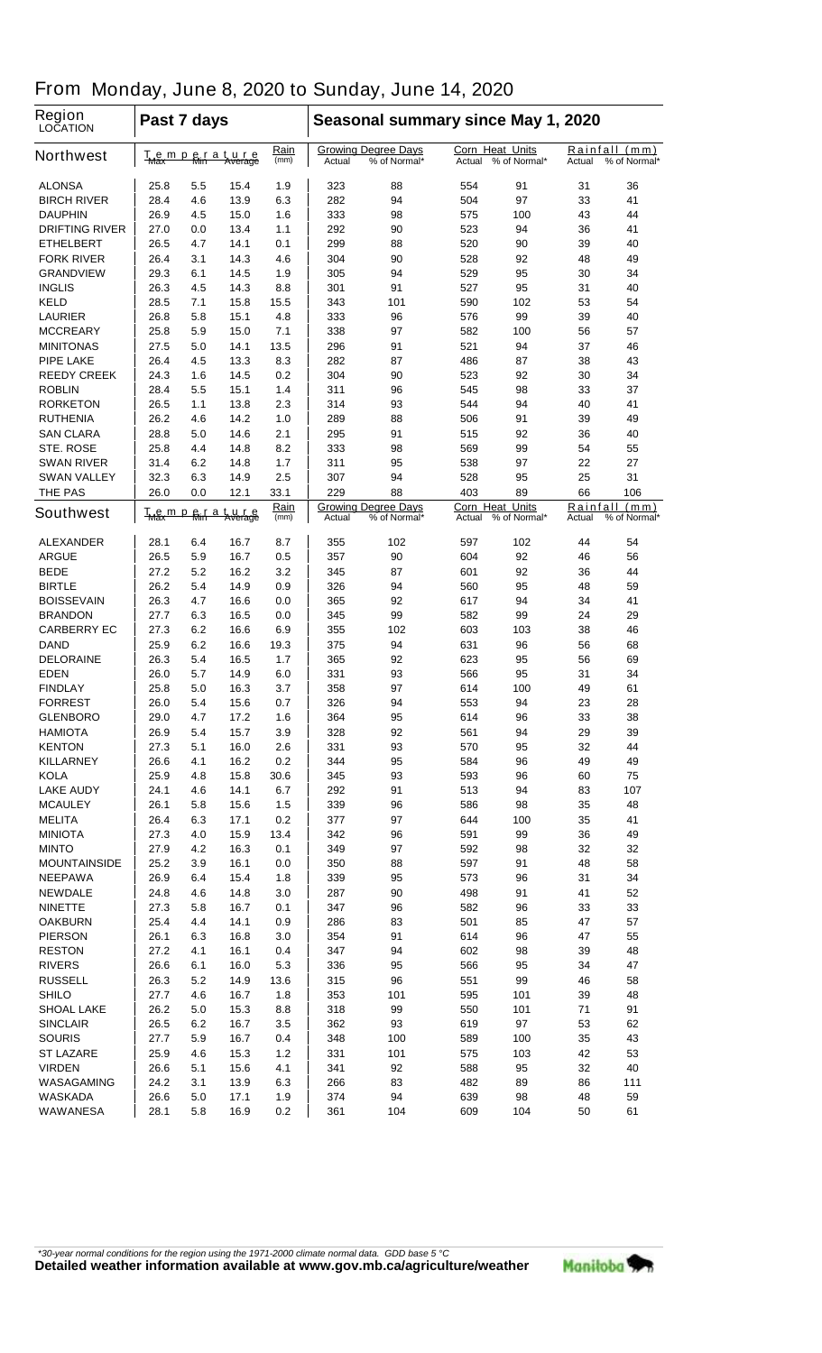# From Monday, June 8, 2020 to Sunday, June 14, 2020

| Region LOCATION | Past 7 days | | | | Seasonal summary since May 1, 2020 | | | | | |
|---|---|---|---|---|---|---|---|---|---|---|
| **Northwest** | Temperature Max | Temperature Min | Temperature Average | Rain (mm) | Growing Degree Days Actual | Growing Degree Days % of Normal* | Corn Heat Units Actual | Corn Heat Units % of Normal* | Rainfall (mm) Actual | Rainfall (mm) % of Normal* |
| ALONSA | 25.8 | 5.5 | 15.4 | 1.9 | 323 | 88 | 554 | 91 | 31 | 36 |
| BIRCH RIVER | 28.4 | 4.6 | 13.9 | 6.3 | 282 | 94 | 504 | 97 | 33 | 41 |
| DAUPHIN | 26.9 | 4.5 | 15.0 | 1.6 | 333 | 98 | 575 | 100 | 43 | 44 |
| DRIFTING RIVER | 27.0 | 0.0 | 13.4 | 1.1 | 292 | 90 | 523 | 94 | 36 | 41 |
| ETHELBERT | 26.5 | 4.7 | 14.1 | 0.1 | 299 | 88 | 520 | 90 | 39 | 40 |
| FORK RIVER | 26.4 | 3.1 | 14.3 | 4.6 | 304 | 90 | 528 | 92 | 48 | 49 |
| GRANDVIEW | 29.3 | 6.1 | 14.5 | 1.9 | 305 | 94 | 529 | 95 | 30 | 34 |
| INGLIS | 26.3 | 4.5 | 14.3 | 8.8 | 301 | 91 | 527 | 95 | 31 | 40 |
| KELD | 28.5 | 7.1 | 15.8 | 15.5 | 343 | 101 | 590 | 102 | 53 | 54 |
| LAURIER | 26.8 | 5.8 | 15.1 | 4.8 | 333 | 96 | 576 | 99 | 39 | 40 |
| MCCREARY | 25.8 | 5.9 | 15.0 | 7.1 | 338 | 97 | 582 | 100 | 56 | 57 |
| MINITONAS | 27.5 | 5.0 | 14.1 | 13.5 | 296 | 91 | 521 | 94 | 37 | 46 |
| PIPE LAKE | 26.4 | 4.5 | 13.3 | 8.3 | 282 | 87 | 486 | 87 | 38 | 43 |
| REEDY CREEK | 24.3 | 1.6 | 14.5 | 0.2 | 304 | 90 | 523 | 92 | 30 | 34 |
| ROBLIN | 28.4 | 5.5 | 15.1 | 1.4 | 311 | 96 | 545 | 98 | 33 | 37 |
| RORKETON | 26.5 | 1.1 | 13.8 | 2.3 | 314 | 93 | 544 | 94 | 40 | 41 |
| RUTHENIA | 26.2 | 4.6 | 14.2 | 1.0 | 289 | 88 | 506 | 91 | 39 | 49 |
| SAN CLARA | 28.8 | 5.0 | 14.6 | 2.1 | 295 | 91 | 515 | 92 | 36 | 40 |
| STE. ROSE | 25.8 | 4.4 | 14.8 | 8.2 | 333 | 98 | 569 | 99 | 54 | 55 |
| SWAN RIVER | 31.4 | 6.2 | 14.8 | 1.7 | 311 | 95 | 538 | 97 | 22 | 27 |
| SWAN VALLEY | 32.3 | 6.3 | 14.9 | 2.5 | 307 | 94 | 528 | 95 | 25 | 31 |
| THE PAS | 26.0 | 0.0 | 12.1 | 33.1 | 229 | 88 | 403 | 89 | 66 | 106 |
| **Southwest** | Temperature Max | Temperature Min | Temperature Average | Rain (mm) | Growing Degree Days Actual | Growing Degree Days % of Normal* | Corn Heat Units Actual | Corn Heat Units % of Normal* | Rainfall (mm) Actual | Rainfall (mm) % of Normal* |
| ALEXANDER | 28.1 | 6.4 | 16.7 | 8.7 | 355 | 102 | 597 | 102 | 44 | 54 |
| ARGUE | 26.5 | 5.9 | 16.7 | 0.5 | 357 | 90 | 604 | 92 | 46 | 56 |
| BEDE | 27.2 | 5.2 | 16.2 | 3.2 | 345 | 87 | 601 | 92 | 36 | 44 |
| BIRTLE | 26.2 | 5.4 | 14.9 | 0.9 | 326 | 94 | 560 | 95 | 48 | 59 |
| BOISSEVAIN | 26.3 | 4.7 | 16.6 | 0.0 | 365 | 92 | 617 | 94 | 34 | 41 |
| BRANDON | 27.7 | 6.3 | 16.5 | 0.0 | 345 | 99 | 582 | 99 | 24 | 29 |
| CARBERRY EC | 27.3 | 6.2 | 16.6 | 6.9 | 355 | 102 | 603 | 103 | 38 | 46 |
| DAND | 25.9 | 6.2 | 16.6 | 19.3 | 375 | 94 | 631 | 96 | 56 | 68 |
| DELORAINE | 26.3 | 5.4 | 16.5 | 1.7 | 365 | 92 | 623 | 95 | 56 | 69 |
| EDEN | 26.0 | 5.7 | 14.9 | 6.0 | 331 | 93 | 566 | 95 | 31 | 34 |
| FINDLAY | 25.8 | 5.0 | 16.3 | 3.7 | 358 | 97 | 614 | 100 | 49 | 61 |
| FORREST | 26.0 | 5.4 | 15.6 | 0.7 | 326 | 94 | 553 | 94 | 23 | 28 |
| GLENBORO | 29.0 | 4.7 | 17.2 | 1.6 | 364 | 95 | 614 | 96 | 33 | 38 |
| HAMIOTA | 26.9 | 5.4 | 15.7 | 3.9 | 328 | 92 | 561 | 94 | 29 | 39 |
| KENTON | 27.3 | 5.1 | 16.0 | 2.6 | 331 | 93 | 570 | 95 | 32 | 44 |
| KILLARNEY | 26.6 | 4.1 | 16.2 | 0.2 | 344 | 95 | 584 | 96 | 49 | 49 |
| KOLA | 25.9 | 4.8 | 15.8 | 30.6 | 345 | 93 | 593 | 96 | 60 | 75 |
| LAKE AUDY | 24.1 | 4.6 | 14.1 | 6.7 | 292 | 91 | 513 | 94 | 83 | 107 |
| MCAULEY | 26.1 | 5.8 | 15.6 | 1.5 | 339 | 96 | 586 | 98 | 35 | 48 |
| MELITA | 26.4 | 6.3 | 17.1 | 0.2 | 377 | 97 | 644 | 100 | 35 | 41 |
| MINIOTA | 27.3 | 4.0 | 15.9 | 13.4 | 342 | 96 | 591 | 99 | 36 | 49 |
| MINTO | 27.9 | 4.2 | 16.3 | 0.1 | 349 | 97 | 592 | 98 | 32 | 32 |
| MOUNTAINSIDE | 25.2 | 3.9 | 16.1 | 0.0 | 350 | 88 | 597 | 91 | 48 | 58 |
| NEEPAWA | 26.9 | 6.4 | 15.4 | 1.8 | 339 | 95 | 573 | 96 | 31 | 34 |
| NEWDALE | 24.8 | 4.6 | 14.8 | 3.0 | 287 | 90 | 498 | 91 | 41 | 52 |
| NINETTE | 27.3 | 5.8 | 16.7 | 0.1 | 347 | 96 | 582 | 96 | 33 | 33 |
| OAKBURN | 25.4 | 4.4 | 14.1 | 0.9 | 286 | 83 | 501 | 85 | 47 | 57 |
| PIERSON | 26.1 | 6.3 | 16.8 | 3.0 | 354 | 91 | 614 | 96 | 47 | 55 |
| RESTON | 27.2 | 4.1 | 16.1 | 0.4 | 347 | 94 | 602 | 98 | 39 | 48 |
| RIVERS | 26.6 | 6.1 | 16.0 | 5.3 | 336 | 95 | 566 | 95 | 34 | 47 |
| RUSSELL | 26.3 | 5.2 | 14.9 | 13.6 | 315 | 96 | 551 | 99 | 46 | 58 |
| SHILO | 27.7 | 4.6 | 16.7 | 1.8 | 353 | 101 | 595 | 101 | 39 | 48 |
| SHOAL LAKE | 26.2 | 5.0 | 15.3 | 8.8 | 318 | 99 | 550 | 101 | 71 | 91 |
| SINCLAIR | 26.5 | 6.2 | 16.7 | 3.5 | 362 | 93 | 619 | 97 | 53 | 62 |
| SOURIS | 27.7 | 5.9 | 16.7 | 0.4 | 348 | 100 | 589 | 100 | 35 | 43 |
| ST LAZARE | 25.9 | 4.6 | 15.3 | 1.2 | 331 | 101 | 575 | 103 | 42 | 53 |
| VIRDEN | 26.6 | 5.1 | 15.6 | 4.1 | 341 | 92 | 588 | 95 | 32 | 40 |
| WASAGAMING | 24.2 | 3.1 | 13.9 | 6.3 | 266 | 83 | 482 | 89 | 86 | 111 |
| WASKADA | 26.6 | 5.0 | 17.1 | 1.9 | 374 | 94 | 639 | 98 | 48 | 59 |
| WAWANESA | 28.1 | 5.8 | 16.9 | 0.2 | 361 | 104 | 609 | 104 | 50 | 61 |

*30-year normal conditions for the region using the 1971-2000 climate normal data. GDD base 5 °C

**Detailed weather information available at www.gov.mb.ca/agriculture/weather**

Manitoba